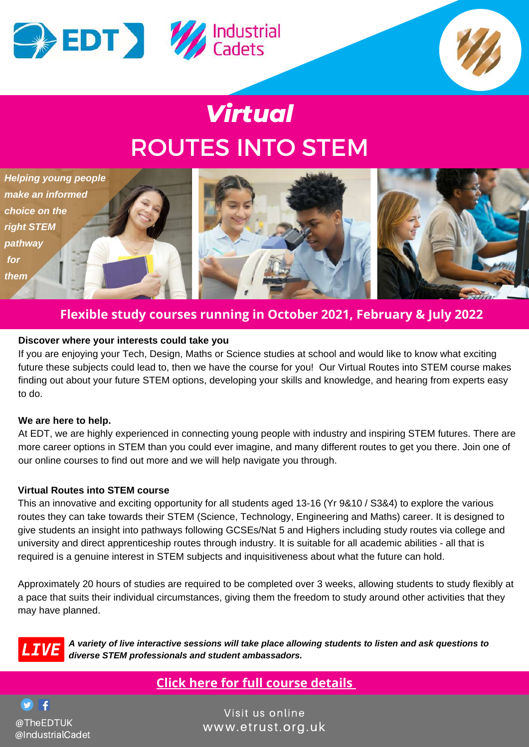EDT | Industrial Cadets

# *Virtual*
# ROUTES INTO STEM

***Helping young people make an informed choice on the right STEM pathway for them***

**Flexible study courses running in October 2021, February & July 2022**

**Discover where your interests could take you**

If you are enjoying your Tech, Design, Maths or Science studies at school and would like to know what exciting future these subjects could lead to, then we have the course for you! Our Virtual Routes into STEM course makes finding out about your future STEM options, developing your skills and knowledge, and hearing from experts easy to do.

**We are here to help.**

At EDT, we are highly experienced in connecting young people with industry and inspiring STEM futures. There are more career options in STEM than you could ever imagine, and many different routes to get you there. Join one of our online courses to find out more and we will help navigate you through.

**Virtual Routes into STEM course**

This an innovative and exciting opportunity for all students aged 13-16 (Yr 9&10 / S3&4) to explore the various routes they can take towards their STEM (Science, Technology, Engineering and Maths) career. It is designed to give students an insight into pathways following GCSEs/Nat 5 and Highers including study routes via college and university and direct apprenticeship routes through industry. It is suitable for all academic abilities - all that is required is a genuine interest in STEM subjects and inquisitiveness about what the future can hold.

Approximately 20 hours of studies are required to be completed over 3 weeks, allowing students to study flexibly at a pace that suits their individual circumstances, giving them the freedom to study around other activities that they may have planned.

**LIVE** ***A variety of live interactive sessions will take place allowing students to listen and ask questions to diverse STEM professionals and student ambassadors.***

**Click here for full course details**

@TheEDTUK
@IndustrialCadet

Visit us online
www.etrust.org.uk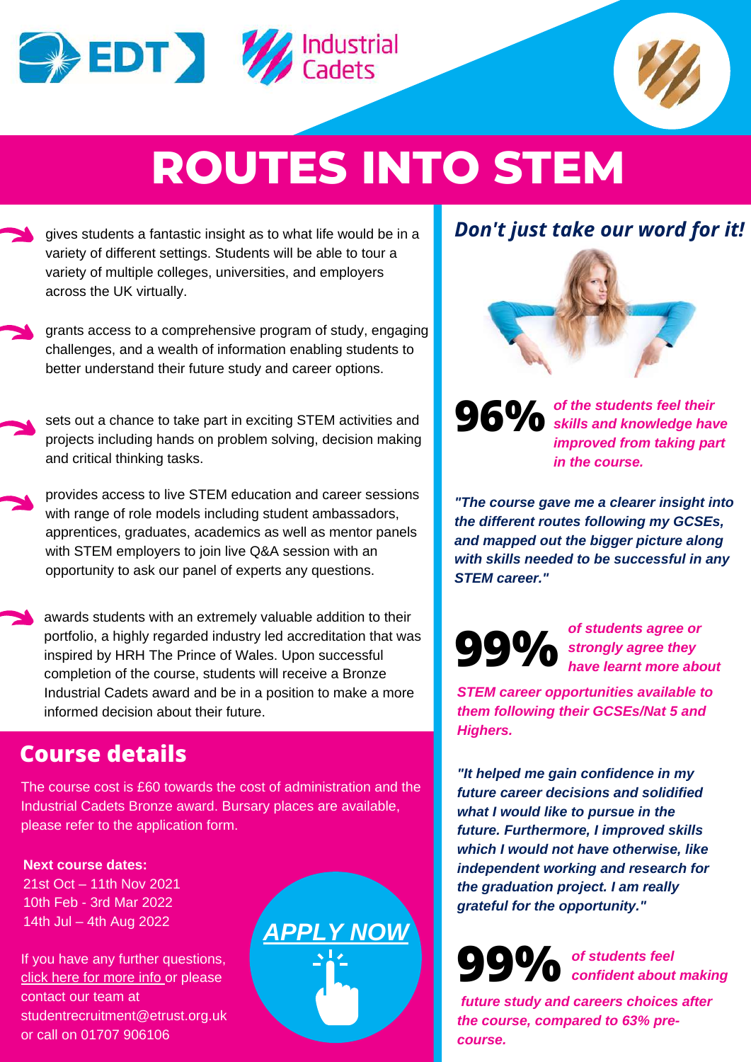EDT Industrial Cadets

# ROUTES INTO STEM

- gives students a fantastic insight as to what life would be in a variety of different settings. Students will be able to tour a variety of multiple colleges, universities, and employers across the UK virtually.
- grants access to a comprehensive program of study, engaging challenges, and a wealth of information enabling students to better understand their future study and career options.
- sets out a chance to take part in exciting STEM activities and projects including hands on problem solving, decision making and critical thinking tasks.
- provides access to live STEM education and career sessions with range of role models including student ambassadors, apprentices, graduates, academics as well as mentor panels with STEM employers to join live Q&A session with an opportunity to ask our panel of experts any questions.
- awards students with an extremely valuable addition to their portfolio, a highly regarded industry led accreditation that was inspired by HRH The Prince of Wales. Upon successful completion of the course, students will receive a Bronze Industrial Cadets award and be in a position to make a more informed decision about their future.

## Course details

The course cost is £60 towards the cost of administration and the Industrial Cadets Bronze award. Bursary places are available, please refer to the application form.

**Next course dates:**
21st Oct – 11th Nov 2021
10th Feb - 3rd Mar 2022
14th Jul – 4th Aug 2022

If you have any further questions, click here for more info or please contact our team at studentrecruitment@etrust.org.uk or call on 01707 906106

APPLY NOW

## *Don't just take our word for it!*

**96%** ***of the students feel their skills and knowledge have improved from taking part in the course.***

***"The course gave me a clearer insight into the different routes following my GCSEs, and mapped out the bigger picture along with skills needed to be successful in any STEM career."***

**99%** ***of students agree or strongly agree they have learnt more about STEM career opportunities available to them following their GCSEs/Nat 5 and Highers.***

***"It helped me gain confidence in my future career decisions and solidified what I would like to pursue in the future. Furthermore, I improved skills which I would not have otherwise, like independent working and research for the graduation project. I am really grateful for the opportunity."***

**99%** ***of students feel confident about making future study and careers choices after the course, compared to 63% pre-course.***